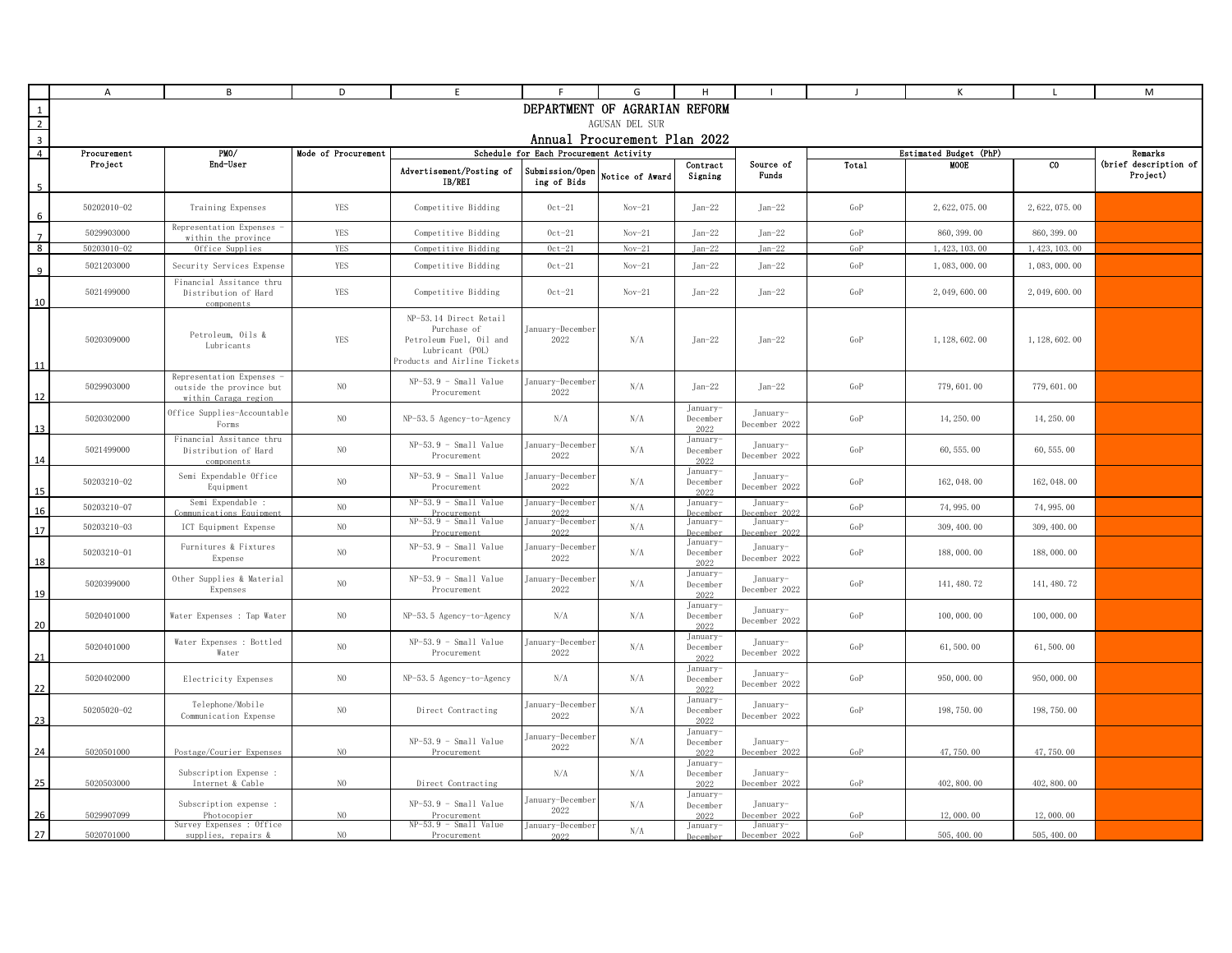# DEPARTMENT OF AGRARIAN REFORM

AGUSAN DEL SUR

## Annual Procurement Plan 2022

| Procurement Project | PMO/ End-User | Mode of Procurement | Schedule for Each Procurement Activity | | | | Source of Funds | Estimated Budget (PhP) | | | Remarks (brief description of Project) |
|---|---|---|---|---|---|---|---|---|---|---|---|
| | | | Advertisement/Posting of IB/REI | Submission/Opening of Bids | Notice of Award | Contract Signing | | Total | MOOE | CO | |
| 50202010-02 | Training Expenses | YES | Competitive Bidding | Oct-21 | Nov-21 | Jan-22 | Jan-22 | GoP | 2,622,075.00 | 2,622,075.00 | |
| 5029903000 | Representation Expenses - within the province | YES | Competitive Bidding | Oct-21 | Nov-21 | Jan-22 | Jan-22 | GoP | 860,399.00 | 860,399.00 | |
| 50203010-02 | Office Supplies | YES | Competitive Bidding | Oct-21 | Nov-21 | Jan-22 | Jan-22 | GoP | 1,423,103.00 | 1,423,103.00 | |
| 5021203000 | Security Services Expense | YES | Competitive Bidding | Oct-21 | Nov-21 | Jan-22 | Jan-22 | GoP | 1,083,000.00 | 1,083,000.00 | |
| 5021499000 | Financial Assitance thru Distribution of Hard components | YES | Competitive Bidding | Oct-21 | Nov-21 | Jan-22 | Jan-22 | GoP | 2,049,600.00 | 2,049,600.00 | |
| 5020309000 | Petroleum, Oils & Lubricants | YES | NP-53.14 Direct Retail Purchase of Petroleum Fuel, Oil and Lubricant (POL) Products and Airline Tickets | January-December 2022 | N/A | Jan-22 | Jan-22 | GoP | 1,128,602.00 | 1,128,602.00 | |
| 5029903000 | Representation Expenses - outside the province but within Caraga region | NO | NP-53.9 - Small Value Procurement | January-December 2022 | N/A | Jan-22 | Jan-22 | GoP | 779,601.00 | 779,601.00 | |
| 5020302000 | Office Supplies-Accountable Forms | NO | NP-53.5 Agency-to-Agency | N/A | N/A | January-December 2022 | January-December 2022 | GoP | 14,250.00 | 14,250.00 | |
| 5021499000 | Financial Assitance thru Distribution of Hard components | NO | NP-53.9 - Small Value Procurement | January-December 2022 | N/A | January-December 2022 | January-December 2022 | GoP | 60,555.00 | 60,555.00 | |
| 50203210-02 | Semi Expendable Office Equipment | NO | NP-53.9 - Small Value Procurement | January-December 2022 | N/A | January-December 2022 | January-December 2022 | GoP | 162,048.00 | 162,048.00 | |
| 50203210-07 | Semi Expendable : Communications Equipment | NO | NP-53.9 - Small Value Procurement | January-December 2022 | N/A | January-December | January-December 2022 | GoP | 74,995.00 | 74,995.00 | |
| 50203210-03 | ICT Equipment Expense | NO | NP-53.9 - Small Value Procurement | January-December 2022 | N/A | January-December | January-December 2022 | GoP | 309,400.00 | 309,400.00 | |
| 50203210-01 | Furnitures & Fixtures Expense | NO | NP-53.9 - Small Value Procurement | January-December 2022 | N/A | January-December 2022 | January-December 2022 | GoP | 188,000.00 | 188,000.00 | |
| 5020399000 | Other Supplies & Material Expenses | NO | NP-53.9 - Small Value Procurement | January-December 2022 | N/A | January-December 2022 | January-December 2022 | GoP | 141,480.72 | 141,480.72 | |
| 5020401000 | Water Expenses : Tap Water | NO | NP-53.5 Agency-to-Agency | N/A | N/A | January-December 2022 | January-December 2022 | GoP | 100,000.00 | 100,000.00 | |
| 5020401000 | Water Expenses : Bottled Water | NO | NP-53.9 - Small Value Procurement | January-December 2022 | N/A | January-December 2022 | January-December 2022 | GoP | 61,500.00 | 61,500.00 | |
| 5020402000 | Electricity Expenses | NO | NP-53.5 Agency-to-Agency | N/A | N/A | January-December 2022 | January-December 2022 | GoP | 950,000.00 | 950,000.00 | |
| 50205020-02 | Telephone/Mobile Communication Expense | NO | Direct Contracting | January-December 2022 | N/A | January-December 2022 | January-December 2022 | GoP | 198,750.00 | 198,750.00 | |
| 5020501000 | Postage/Courier Expenses | NO | NP-53.9 - Small Value Procurement | January-December 2022 | N/A | January-December 2022 | January-December 2022 | GoP | 47,750.00 | 47,750.00 | |
| 5020503000 | Subscription Expense : Internet & Cable | NO | Direct Contracting | N/A | N/A | January-December 2022 | January-December 2022 | GoP | 402,800.00 | 402,800.00 | |
| 5029907099 | Subscription expense : Photocopier | NO | NP-53.9 - Small Value Procurement | January-December 2022 | N/A | January-December 2022 | January-December 2022 | GoP | 12,000.00 | 12,000.00 | |
| 5020701000 | Survey Expenses : Office supplies, repairs & | NO | NP-53.9 - Small Value Procurement | January-December 2022 | N/A | January-December | January-December 2022 | GoP | 505,400.00 | 505,400.00 | |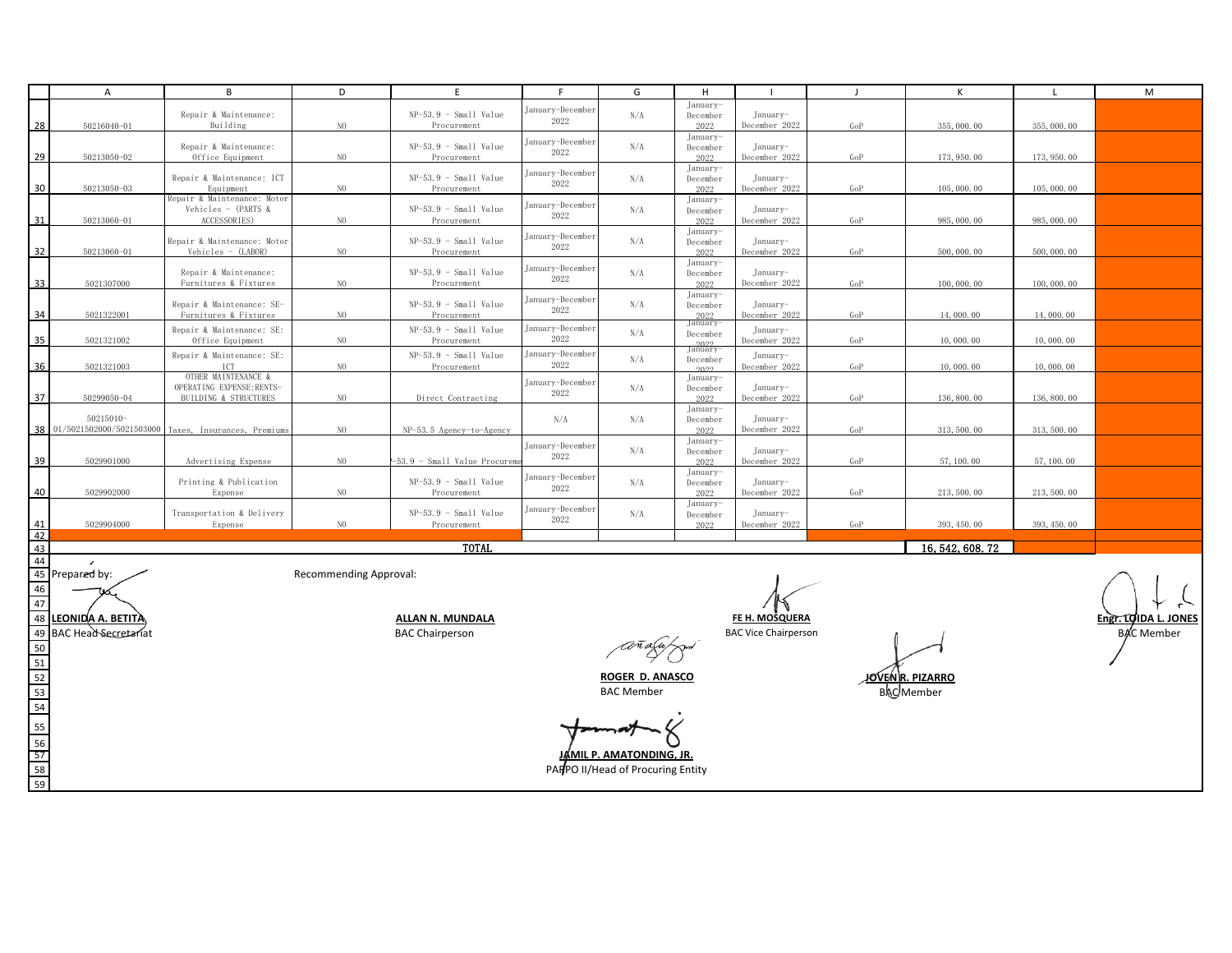| | A | B | D | E | F | G | H | I | J | K | L | M |
|---|---|---|---|---|---|---|---|---|---|---|---|---|
| 28 | 50216040-01 | Repair & Maintenance: Building | NO | NP-53.9 - Small Value Procurement | January-December 2022 | N/A | January-December 2022 | January-December 2022 | GoP | 355,000.00 | 355,000.00 | |
| 29 | 50213050-02 | Repair & Maintenance: Office Equipment | NO | NP-53.9 - Small Value Procurement | January-December 2022 | N/A | January-December 2022 | January-December 2022 | GoP | 173,950.00 | 173,950.00 | |
| 30 | 50213050-03 | Repair & Maintenance: ICT Equipment | NO | NP-53.9 - Small Value Procurement | January-December 2022 | N/A | January-December 2022 | January-December 2022 | GoP | 105,000.00 | 105,000.00 | |
| 31 | 50213060-01 | Repair & Maintenance: Motor Vehicles - (PARTS & ACCESSORIES) | NO | NP-53.9 - Small Value Procurement | January-December 2022 | N/A | January-December 2022 | January-December 2022 | GoP | 985,000.00 | 985,000.00 | |
| 32 | 50213060-01 | Repair & Maintenance: Motor Vehicles - (LABOR) | NO | NP-53.9 - Small Value Procurement | January-December 2022 | N/A | January-December 2022 | January-December 2022 | GoP | 500,000.00 | 500,000.00 | |
| 33 | 5021307000 | Repair & Maintenance: Furnitures & Fixtures | NO | NP-53.9 - Small Value Procurement | January-December 2022 | N/A | January-December 2022 | January-December 2022 | GoP | 100,000.00 | 100,000.00 | |
| 34 | 5021322001 | Repair & Maintenance: SE-Furnitures & Fixtures | NO | NP-53.9 - Small Value Procurement | January-December 2022 | N/A | January-December 2022 | January-December 2022 | GoP | 14,000.00 | 14,000.00 | |
| 35 | 5021321002 | Repair & Maintenance: SE: Office Equipment | NO | NP-53.9 - Small Value Procurement | January-December 2022 | N/A | January-December 2022 | January-December 2022 | GoP | 10,000.00 | 10,000.00 | |
| 36 | 5021321003 | Repair & Maintenance: SE: ICT | NO | NP-53.9 - Small Value Procurement | January-December 2022 | N/A | January-December 2022 | January-December 2022 | GoP | 10,000.00 | 10,000.00 | |
| 37 | 50299050-04 | OTHER MAINTENANCE & OPERATING EXPENSE:RENTS-BUILDING & STRUCTURES | NO | Direct Contracting | January-December 2022 | N/A | January-December 2022 | January-December 2022 | GoP | 136,800.00 | 136,800.00 | |
| 38 | 50215010-01/5021502000/5021503000 | Taxes, Insurances, Premiums | NO | NP-53.5 Agency-to-Agency | N/A | N/A | January-December 2022 | January-December 2022 | GoP | 313,500.00 | 313,500.00 | |
| 39 | 5029901000 | Advertising Expense | NO | -53.9 - Small Value Procureme | January-December 2022 | N/A | January-December 2022 | January-December 2022 | GoP | 57,100.00 | 57,100.00 | |
| 40 | 5029902000 | Printing & Publication Expense | NO | NP-53.9 - Small Value Procurement | January-December 2022 | N/A | January-December 2022 | January-December 2022 | GoP | 213,500.00 | 213,500.00 | |
| 41 | 5029904000 | Transportation & Delivery Expense | NO | NP-53.9 - Small Value Procurement | January-December 2022 | N/A | January-December 2022 | January-December 2022 | GoP | 393,450.00 | 393,450.00 | |
| 42 | | | | | | | | | | | | |
| 43 | | | | TOTAL | | | | | | 16,542,608.72 | | |

Prepared by:

**LEONIDA A. BETITA**
BAC Head Secretariat

Recommending Approval:

**ALLAN N. MUNDALA**
BAC Chairperson

**FE H. MOSQUERA**
BAC Vice Chairperson

**Engr. LOIDA L. JONES**
BAC Member

**ROGER D. ANASCO**
BAC Member

**JOVEN R. PIZARRO**
BAC Member

**JAMIL P. AMATONDING, JR.**
PARPO II/Head of Procuring Entity